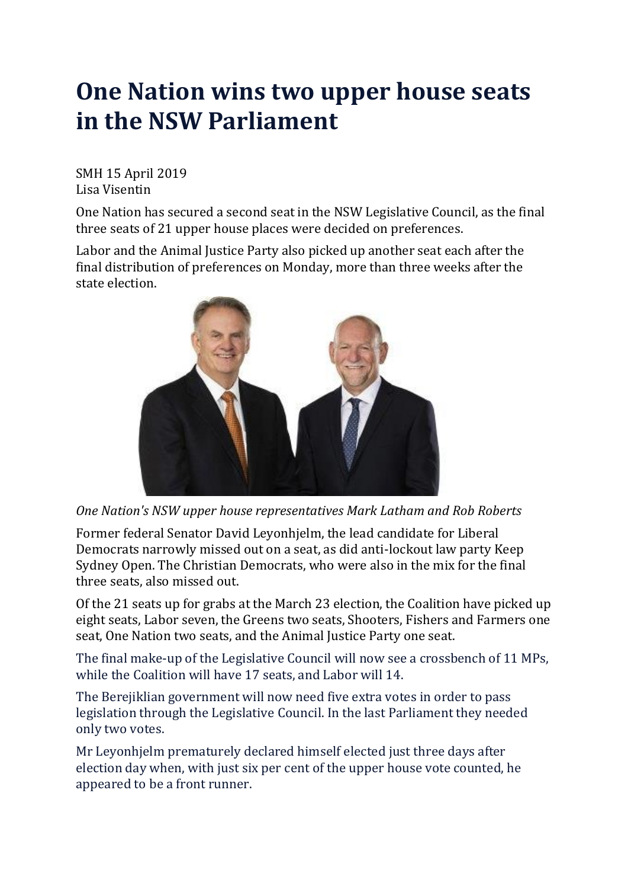# One Nation wins two upper house seats in the NSW Parliament

SMH 15 April 2019
Lisa Visentin

One Nation has secured a second seat in the NSW Legislative Council, as the final three seats of 21 upper house places were decided on preferences.

Labor and the Animal Justice Party also picked up another seat each after the final distribution of preferences on Monday, more than three weeks after the state election.

*One Nation's NSW upper house representatives Mark Latham and Rob Roberts*

Former federal Senator David Leyonhjelm, the lead candidate for Liberal Democrats narrowly missed out on a seat, as did anti-lockout law party Keep Sydney Open. The Christian Democrats, who were also in the mix for the final three seats, also missed out.

Of the 21 seats up for grabs at the March 23 election, the Coalition have picked up eight seats, Labor seven, the Greens two seats, Shooters, Fishers and Farmers one seat, One Nation two seats, and the Animal Justice Party one seat.

The final make-up of the Legislative Council will now see a crossbench of 11 MPs, while the Coalition will have 17 seats, and Labor will 14.

The Berejiklian government will now need five extra votes in order to pass legislation through the Legislative Council. In the last Parliament they needed only two votes.

Mr Leyonhjelm prematurely declared himself elected just three days after election day when, with just six per cent of the upper house vote counted, he appeared to be a front runner.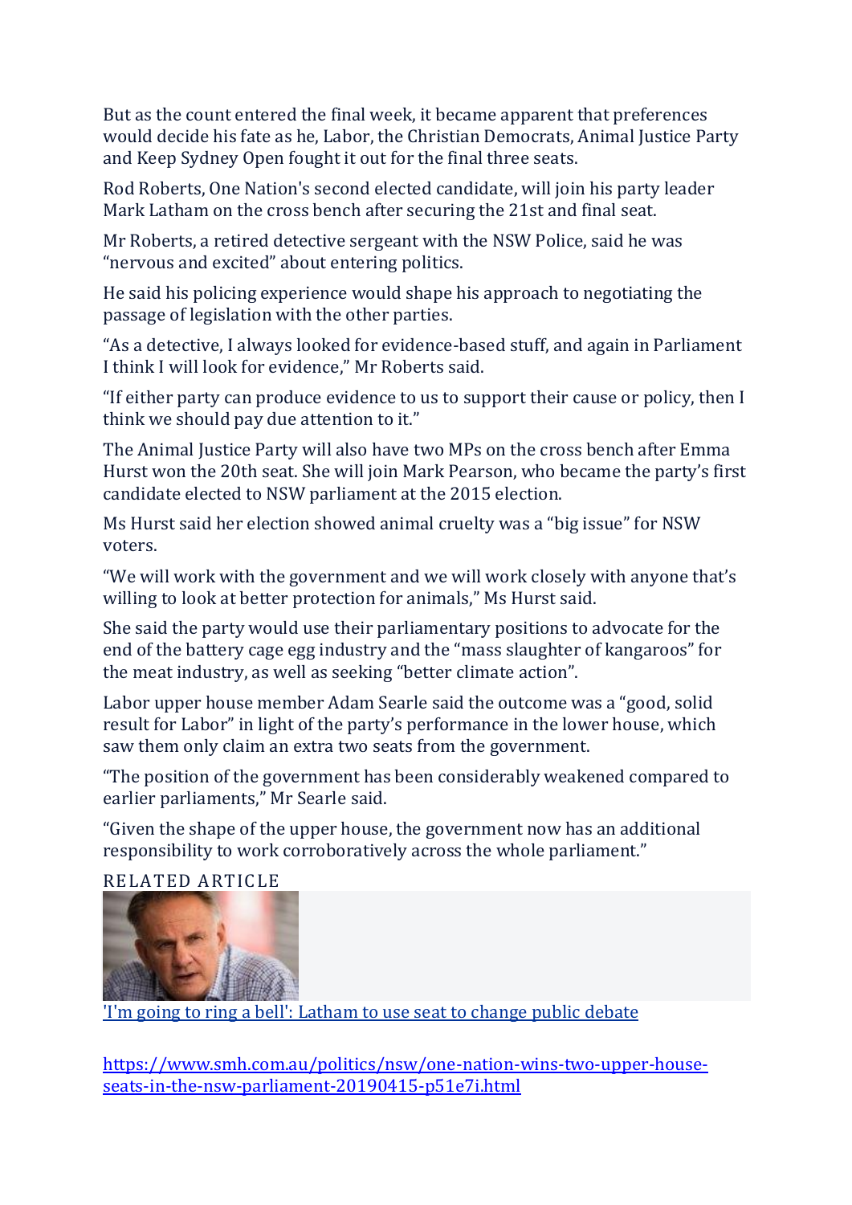But as the count entered the final week, it became apparent that preferences would decide his fate as he, Labor, the Christian Democrats, Animal Justice Party and Keep Sydney Open fought it out for the final three seats.

Rod Roberts, One Nation's second elected candidate, will join his party leader Mark Latham on the cross bench after securing the 21st and final seat.

Mr Roberts, a retired detective sergeant with the NSW Police, said he was "nervous and excited" about entering politics.

He said his policing experience would shape his approach to negotiating the passage of legislation with the other parties.

"As a detective, I always looked for evidence-based stuff, and again in Parliament I think I will look for evidence," Mr Roberts said.

"If either party can produce evidence to us to support their cause or policy, then I think we should pay due attention to it."

The Animal Justice Party will also have two MPs on the cross bench after Emma Hurst won the 20th seat. She will join Mark Pearson, who became the party's first candidate elected to NSW parliament at the 2015 election.

Ms Hurst said her election showed animal cruelty was a "big issue" for NSW voters.

"We will work with the government and we will work closely with anyone that's willing to look at better protection for animals," Ms Hurst said.

She said the party would use their parliamentary positions to advocate for the end of the battery cage egg industry and the "mass slaughter of kangaroos" for the meat industry, as well as seeking "better climate action".

Labor upper house member Adam Searle said the outcome was a "good, solid result for Labor" in light of the party's performance in the lower house, which saw them only claim an extra two seats from the government.

"The position of the government has been considerably weakened compared to earlier parliaments," Mr Searle said.

"Given the shape of the upper house, the government now has an additional responsibility to work corroboratively across the whole parliament."

RELATED ARTICLE

['I'm going to ring a bell': Latham to use seat to change public debate]()

[https://www.smh.com.au/politics/nsw/one-nation-wins-two-upper-house-seats-in-the-nsw-parliament-20190415-p51e7i.html](https://www.smh.com.au/politics/nsw/one-nation-wins-two-upper-house-seats-in-the-nsw-parliament-20190415-p51e7i.html)